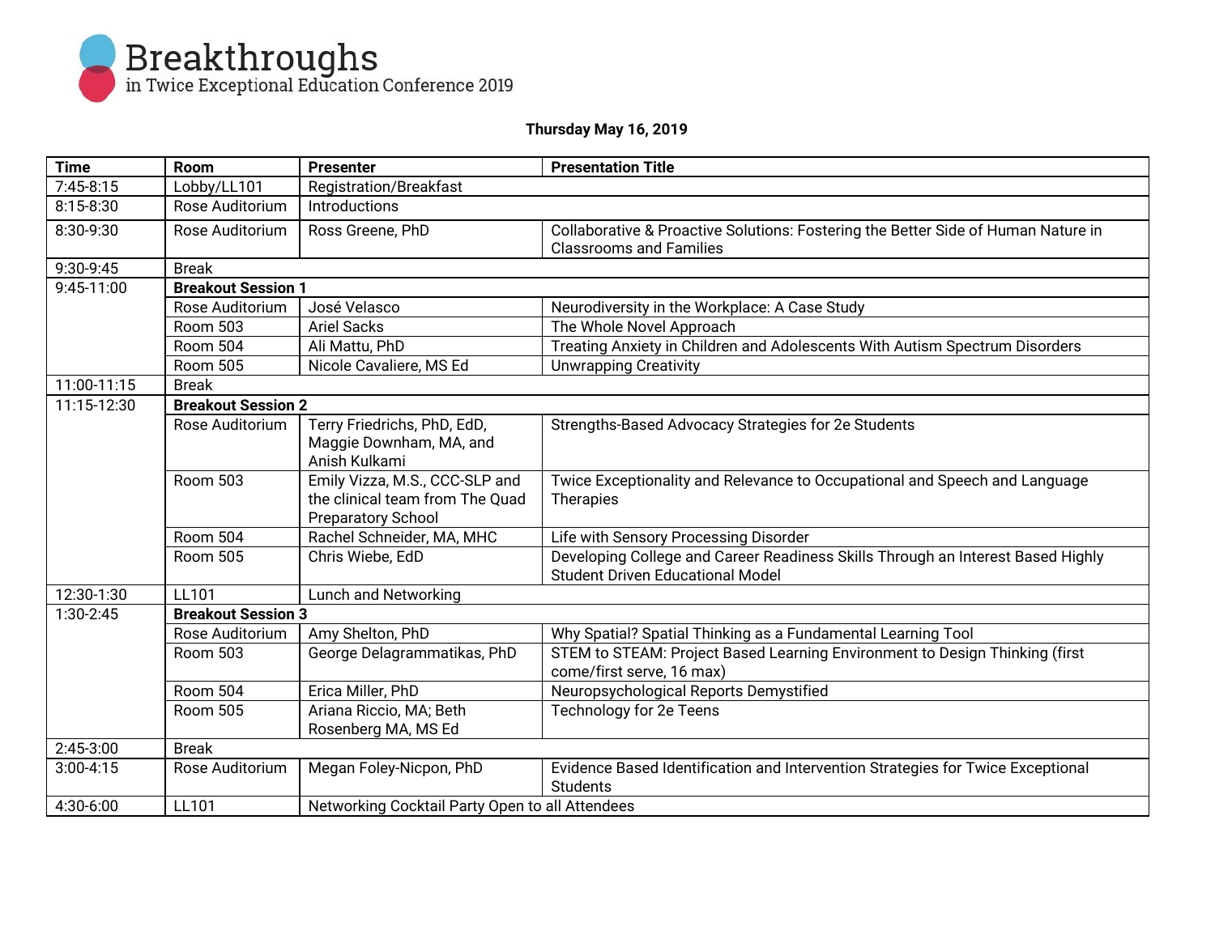# Breakthroughs

in Twice Exceptional Education Conference 2019

**Thursday May 16, 2019**

| Time | Room | Presenter | Presentation Title |
|---|---|---|---|
| 7:45-8:15 | Lobby/LL101 | Registration/Breakfast | |
| 8:15-8:30 | Rose Auditorium | Introductions | |
| 8:30-9:30 | Rose Auditorium | Ross Greene, PhD | Collaborative & Proactive Solutions: Fostering the Better Side of Human Nature in Classrooms and Families |
| 9:30-9:45 | Break | | |
| 9:45-11:00 | **Breakout Session 1** | | |
| | Rose Auditorium | José Velasco | Neurodiversity in the Workplace: A Case Study |
| | Room 503 | Ariel Sacks | The Whole Novel Approach |
| | Room 504 | Ali Mattu, PhD | Treating Anxiety in Children and Adolescents With Autism Spectrum Disorders |
| | Room 505 | Nicole Cavaliere, MS Ed | Unwrapping Creativity |
| 11:00-11:15 | Break | | |
| 11:15-12:30 | **Breakout Session 2** | | |
| | Rose Auditorium | Terry Friedrichs, PhD, EdD, Maggie Downham, MA, and Anish Kulkami | Strengths-Based Advocacy Strategies for 2e Students |
| | Room 503 | Emily Vizza, M.S., CCC-SLP and the clinical team from The Quad Preparatory School | Twice Exceptionality and Relevance to Occupational and Speech and Language Therapies |
| | Room 504 | Rachel Schneider, MA, MHC | Life with Sensory Processing Disorder |
| | Room 505 | Chris Wiebe, EdD | Developing College and Career Readiness Skills Through an Interest Based Highly Student Driven Educational Model |
| 12:30-1:30 | LL101 | Lunch and Networking | |
| 1:30-2:45 | **Breakout Session 3** | | |
| | Rose Auditorium | Amy Shelton, PhD | Why Spatial? Spatial Thinking as a Fundamental Learning Tool |
| | Room 503 | George Delagrammatikas, PhD | STEM to STEAM: Project Based Learning Environment to Design Thinking (first come/first serve, 16 max) |
| | Room 504 | Erica Miller, PhD | Neuropsychological Reports Demystified |
| | Room 505 | Ariana Riccio, MA; Beth Rosenberg MA, MS Ed | Technology for 2e Teens |
| 2:45-3:00 | Break | | |
| 3:00-4:15 | Rose Auditorium | Megan Foley-Nicpon, PhD | Evidence Based Identification and Intervention Strategies for Twice Exceptional Students |
| 4:30-6:00 | LL101 | Networking Cocktail Party Open to all Attendees | |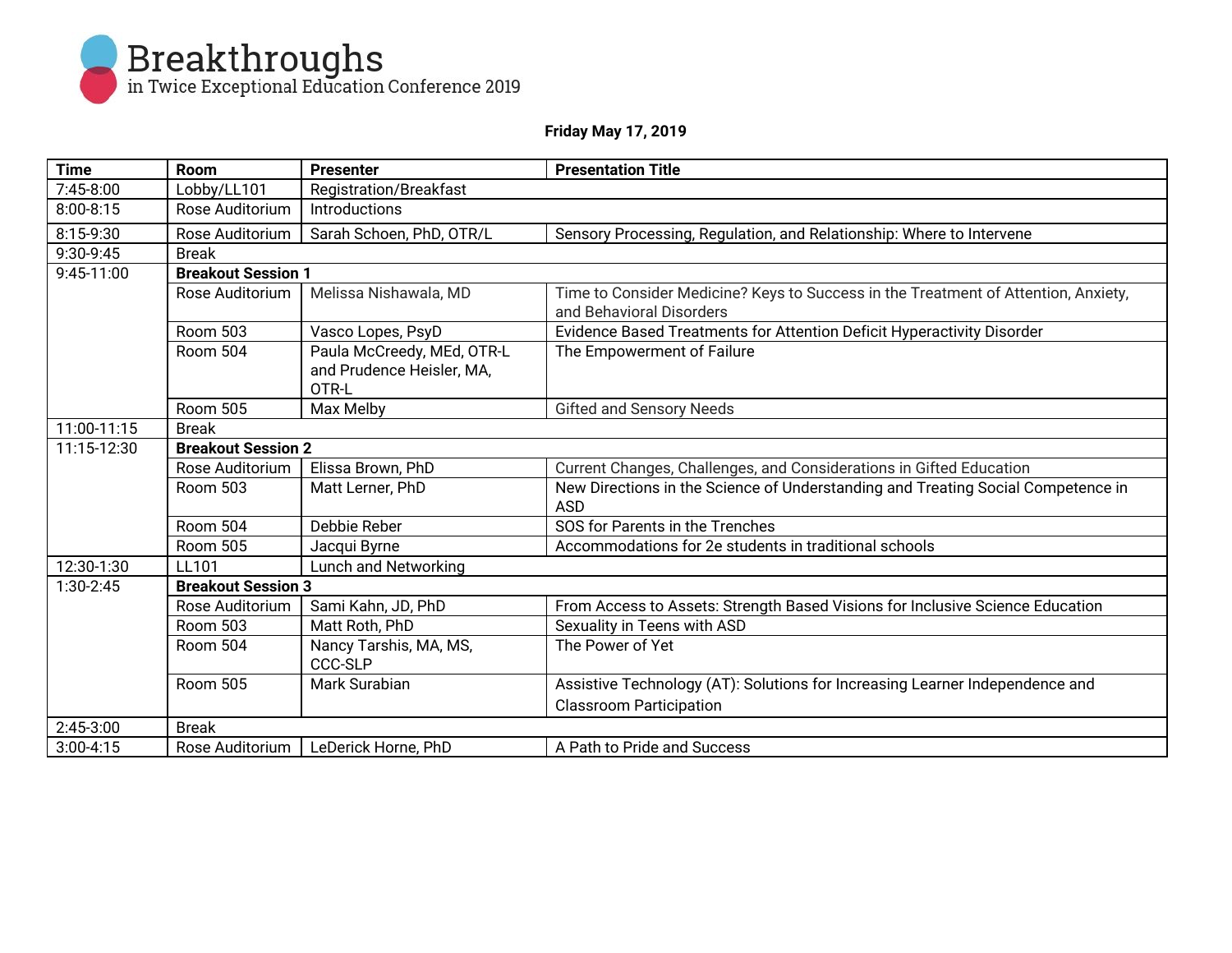# Breakthroughs

in Twice Exceptional Education Conference 2019

**Friday May 17, 2019**

| Time | Room | Presenter | Presentation Title |
|---|---|---|---|
| 7:45-8:00 | Lobby/LL101 | Registration/Breakfast | |
| 8:00-8:15 | Rose Auditorium | Introductions | |
| 8:15-9:30 | Rose Auditorium | Sarah Schoen, PhD, OTR/L | Sensory Processing, Regulation, and Relationship: Where to Intervene |
| 9:30-9:45 | Break | | |
| 9:45-11:00 | **Breakout Session 1** | | |
| | Rose Auditorium | Melissa Nishawala, MD | Time to Consider Medicine? Keys to Success in the Treatment of Attention, Anxiety, and Behavioral Disorders |
| | Room 503 | Vasco Lopes, PsyD | Evidence Based Treatments for Attention Deficit Hyperactivity Disorder |
| | Room 504 | Paula McCreedy, MEd, OTR-L and Prudence Heisler, MA, OTR-L | The Empowerment of Failure |
| | Room 505 | Max Melby | Gifted and Sensory Needs |
| 11:00-11:15 | Break | | |
| 11:15-12:30 | **Breakout Session 2** | | |
| | Rose Auditorium | Elissa Brown, PhD | Current Changes, Challenges, and Considerations in Gifted Education |
| | Room 503 | Matt Lerner, PhD | New Directions in the Science of Understanding and Treating Social Competence in ASD |
| | Room 504 | Debbie Reber | SOS for Parents in the Trenches |
| | Room 505 | Jacqui Byrne | Accommodations for 2e students in traditional schools |
| 12:30-1:30 | LL101 | Lunch and Networking | |
| 1:30-2:45 | **Breakout Session 3** | | |
| | Rose Auditorium | Sami Kahn, JD, PhD | From Access to Assets: Strength Based Visions for Inclusive Science Education |
| | Room 503 | Matt Roth, PhD | Sexuality in Teens with ASD |
| | Room 504 | Nancy Tarshis, MA, MS, CCC-SLP | The Power of Yet |
| | Room 505 | Mark Surabian | Assistive Technology (AT): Solutions for Increasing Learner Independence and Classroom Participation |
| 2:45-3:00 | Break | | |
| 3:00-4:15 | Rose Auditorium | LeDerick Horne, PhD | A Path to Pride and Success |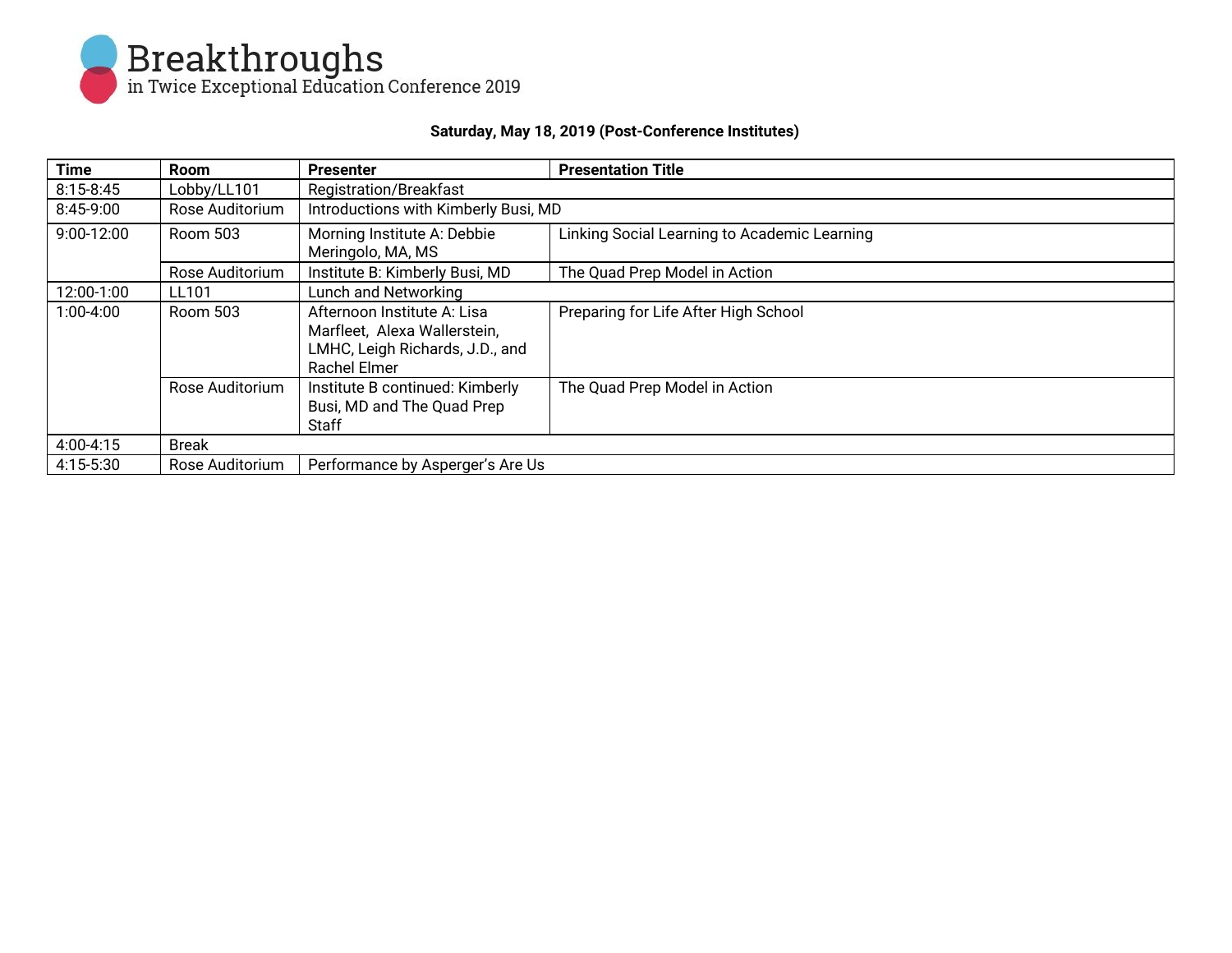# Breakthroughs

in Twice Exceptional Education Conference 2019

**Saturday, May 18, 2019 (Post-Conference Institutes)**

| Time | Room | Presenter | Presentation Title |
|---|---|---|---|
| 8:15-8:45 | Lobby/LL101 | Registration/Breakfast | |
| 8:45-9:00 | Rose Auditorium | Introductions with Kimberly Busi, MD | |
| 9:00-12:00 | Room 503 | Morning Institute A: Debbie Meringolo, MA, MS | Linking Social Learning to Academic Learning |
| | Rose Auditorium | Institute B: Kimberly Busi, MD | The Quad Prep Model in Action |
| 12:00-1:00 | LL101 | Lunch and Networking | |
| 1:00-4:00 | Room 503 | Afternoon Institute A: Lisa Marfleet, Alexa Wallerstein, LMHC, Leigh Richards, J.D., and Rachel Elmer | Preparing for Life After High School |
| | Rose Auditorium | Institute B continued: Kimberly Busi, MD and The Quad Prep Staff | The Quad Prep Model in Action |
| 4:00-4:15 | Break | | |
| 4:15-5:30 | Rose Auditorium | Performance by Asperger's Are Us | |